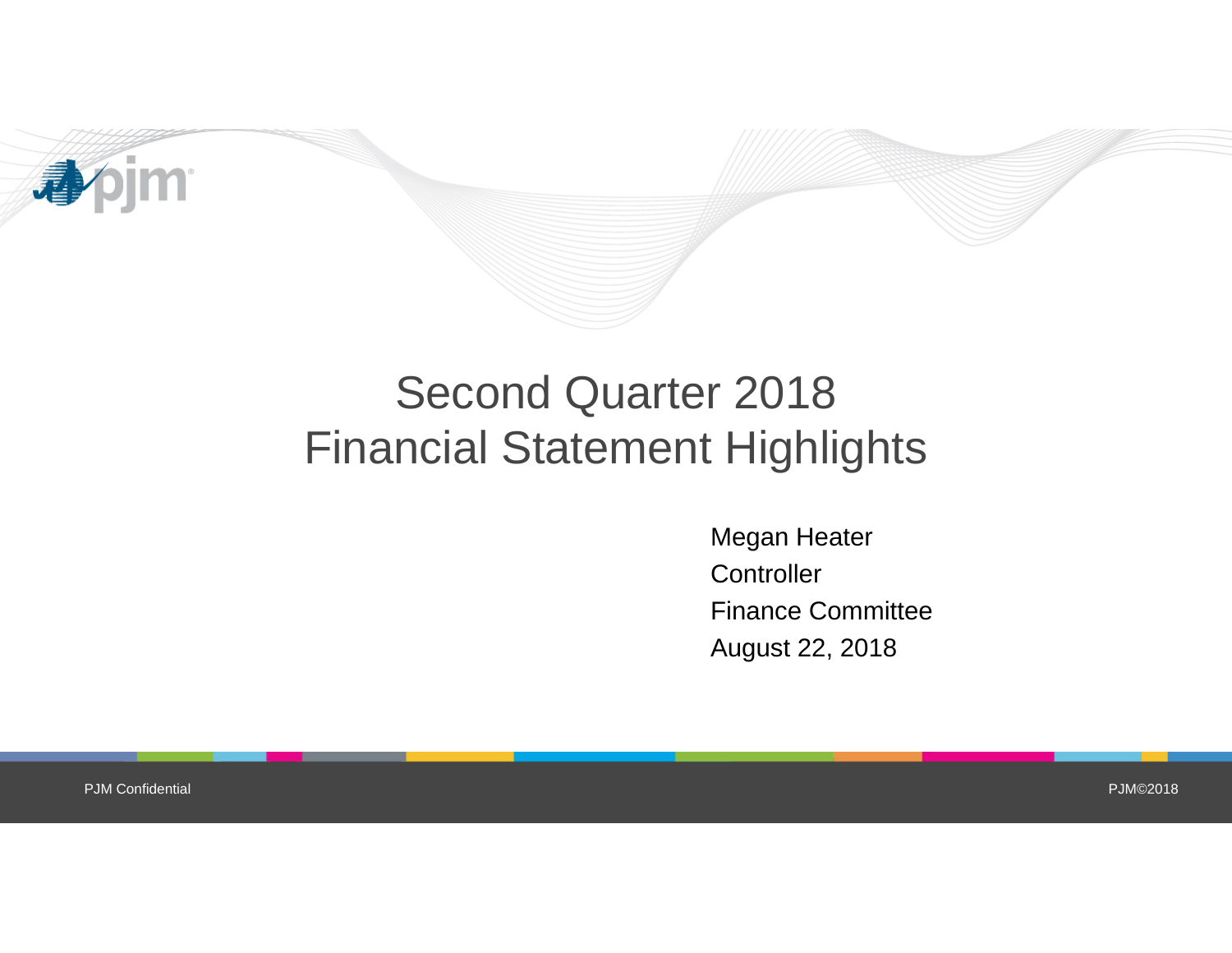# Second Quarter 2018 Financial Statement Highlights

Megan Heater
Controller
Finance Committee
August 22, 2018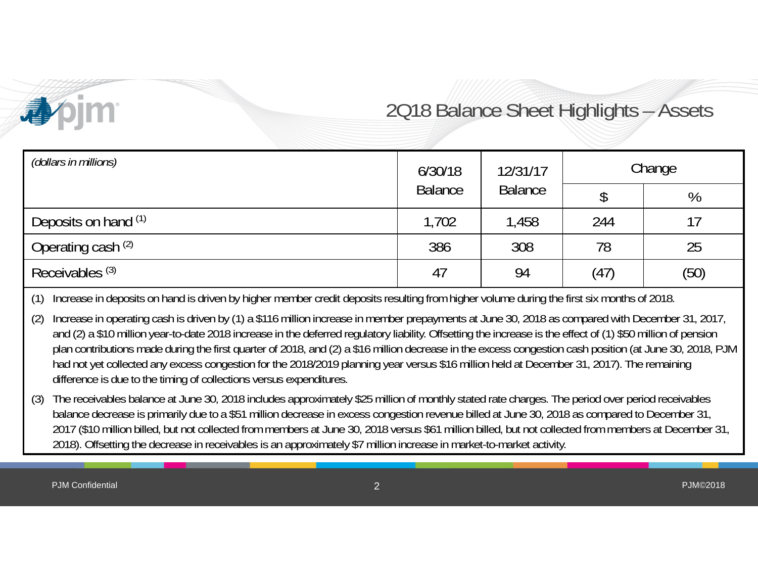# 2Q18 Balance Sheet Highlights – Assets

| *(dollars in millions)* | 6/30/18 Balance | 12/31/17 Balance | Change | |
|---|---|---|---|---|
| | | | $ | % |
| Deposits on hand [(1)] | 1,702 | 1,458 | 244 | 17 |
| Operating cash [(2)] | 386 | 308 | 78 | 25 |
| Receivables [(3)] | 47 | 94 | (47) | (50) |

(1) Increase in deposits on hand is driven by higher member credit deposits resulting from higher volume during the first six months of 2018.

(2) Increase in operating cash is driven by (1) a $116 million increase in member prepayments at June 30, 2018 as compared with December 31, 2017, and (2) a $10 million year-to-date 2018 increase in the deferred regulatory liability. Offsetting the increase is the effect of (1) $50 million of pension plan contributions made during the first quarter of 2018, and (2) a $16 million decrease in the excess congestion cash position (at June 30, 2018, PJM had not yet collected any excess congestion for the 2018/2019 planning year versus $16 million held at December 31, 2017). The remaining difference is due to the timing of collections versus expenditures.

(3) The receivables balance at June 30, 2018 includes approximately $25 million of monthly stated rate charges. The period over period receivables balance decrease is primarily due to a $51 million decrease in excess congestion revenue billed at June 30, 2018 as compared to December 31, 2017 ($10 million billed, but not collected from members at June 30, 2018 versus $61 million billed, but not collected from members at December 31, 2018). Offsetting the decrease in receivables is an approximately $7 million increase in market-to-market activity.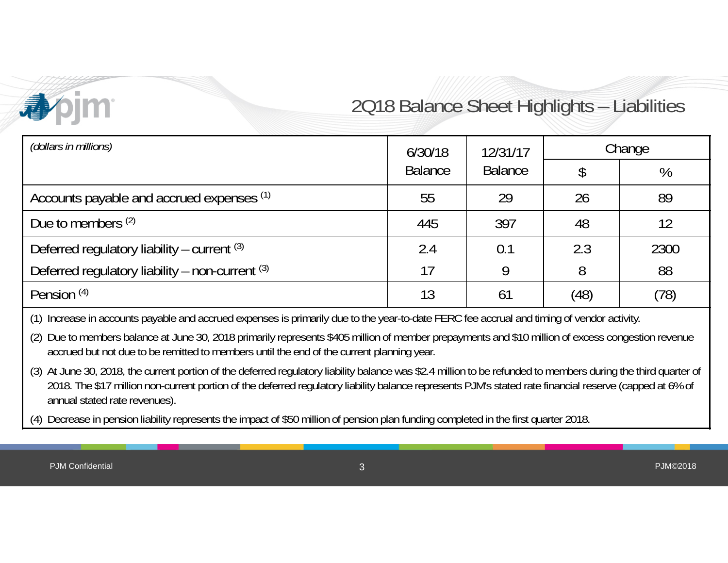# 2Q18 Balance Sheet Highlights – Liabilities

| *(dollars in millions)* | 6/30/18 Balance | 12/31/17 Balance | Change | |
|---|---|---|---|---|
| | | | $ | % |
| Accounts payable and accrued expenses [1] | 55 | 29 | 26 | 89 |
| Due to members [2] | 445 | 397 | 48 | 12 |
| Deferred regulatory liability – current [3] | 2.4 | 0.1 | 2.3 | 2300 |
| Deferred regulatory liability – non-current [3] | 17 | 9 | 8 | 88 |
| Pension [4] | 13 | 61 | (48) | (78) |

(1) Increase in accounts payable and accrued expenses is primarily due to the year-to-date FERC fee accrual and timing of vendor activity.

(2) Due to members balance at June 30, 2018 primarily represents $405 million of member prepayments and $10 million of excess congestion revenue accrued but not due to be remitted to members until the end of the current planning year.

(3) At June 30, 2018, the current portion of the deferred regulatory liability balance was $2.4 million to be refunded to members during the third quarter of 2018. The $17 million non-current portion of the deferred regulatory liability balance represents PJM's stated rate financial reserve (capped at 6% of annual stated rate revenues).

(4) Decrease in pension liability represents the impact of $50 million of pension plan funding completed in the first quarter 2018.

PJM Confidential

PJM©2018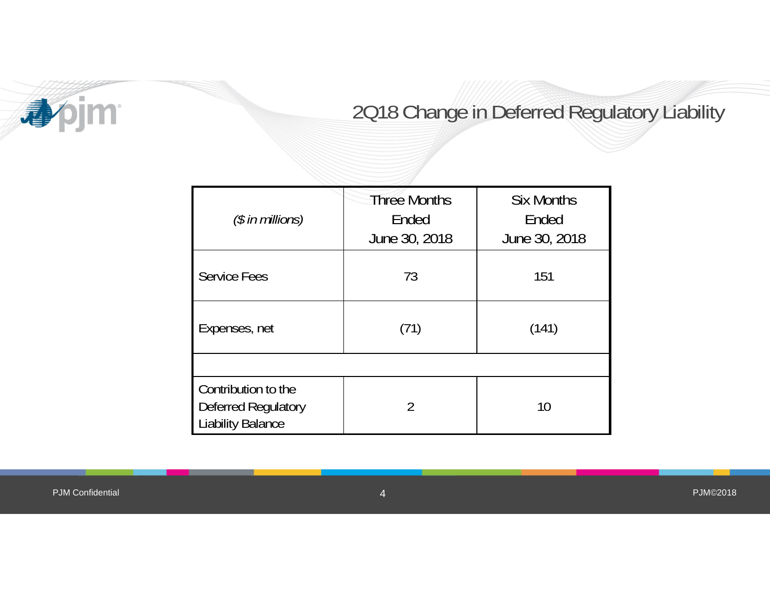# 2Q18 Change in Deferred Regulatory Liability

| *($ in millions)* | Three Months Ended June 30, 2018 | Six Months Ended June 30, 2018 |
|---|---|---|
| Service Fees | 73 | 151 |
| Expenses, net | (71) | (141) |
| | | |
| Contribution to the Deferred Regulatory Liability Balance | 2 | 10 |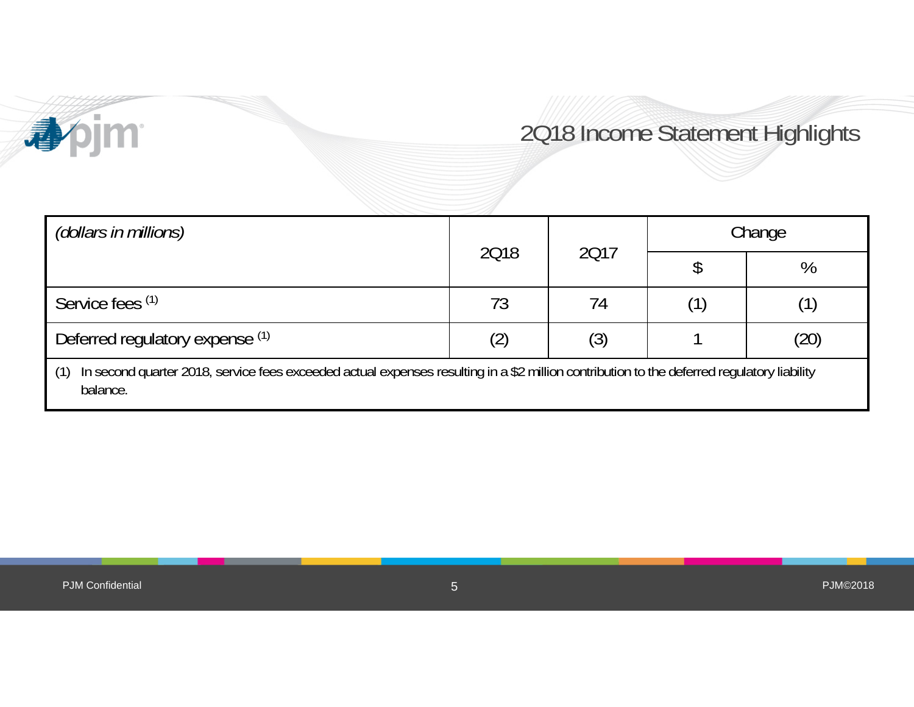# 2Q18 Income Statement Highlights

| *(dollars in millions)* | 2Q18 | 2Q17 | Change | |
|---|---|---|---|---|
| | | | $ | % |
| Service fees [1] | 73 | 74 | (1) | (1) |
| Deferred regulatory expense [1] | (2) | (3) | 1 | (20) |

(1) In second quarter 2018, service fees exceeded actual expenses resulting in a $2 million contribution to the deferred regulatory liability balance.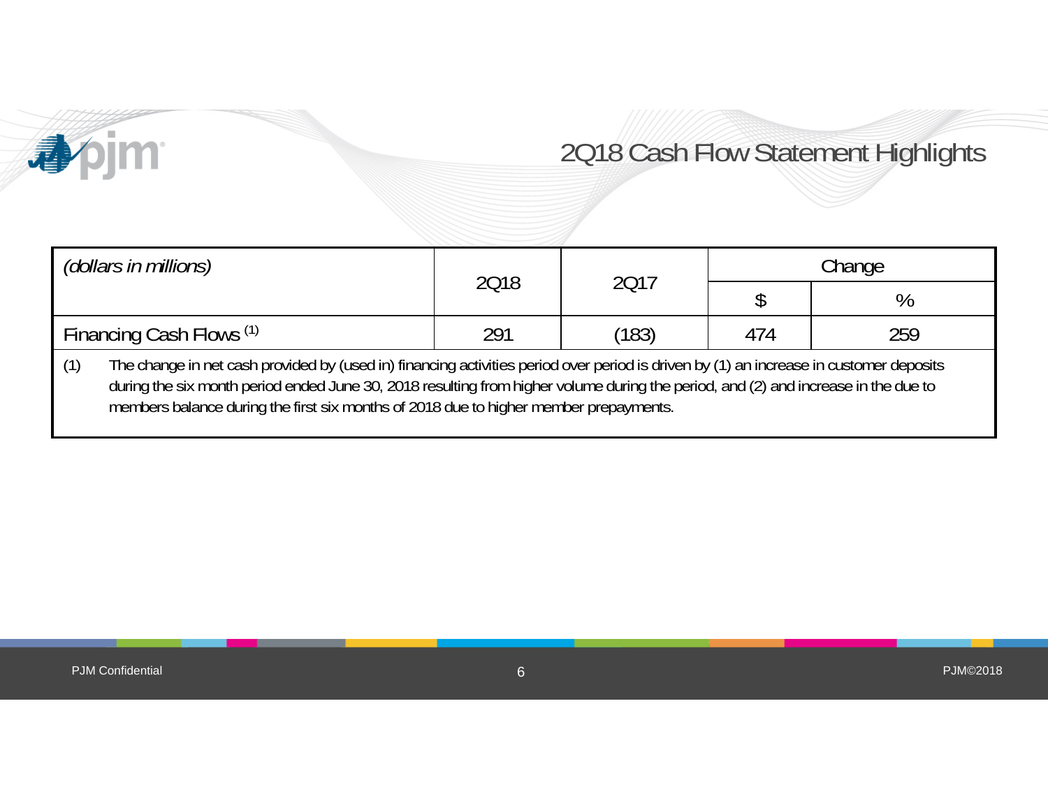# 2Q18 Cash Flow Statement Highlights

| *(dollars in millions)* | 2Q18 | 2Q17 | Change | |
|---|---|---|---|---|
| | | | $ | % |
| Financing Cash Flows [1] | 291 | (183) | 474 | 259 |

(1) The change in net cash provided by (used in) financing activities period over period is driven by (1) an increase in customer deposits during the six month period ended June 30, 2018 resulting from higher volume during the period, and (2) and increase in the due to members balance during the first six months of 2018 due to higher member prepayments.

PJM Confidential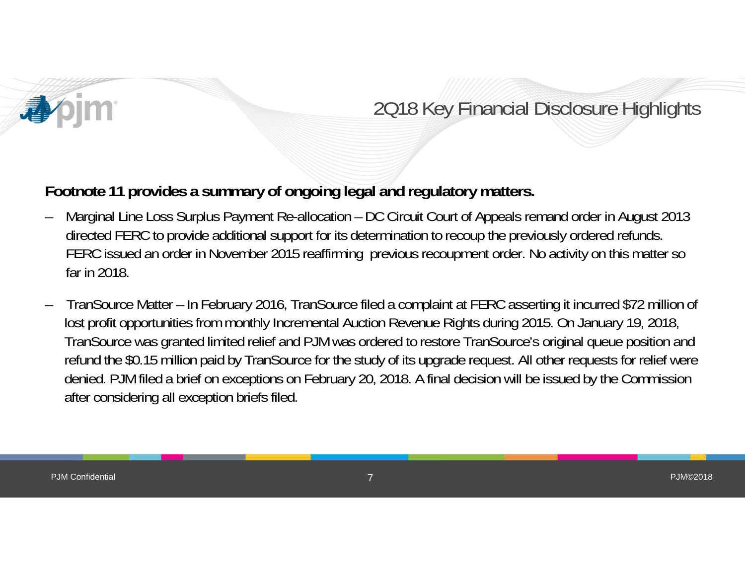## 2Q18 Key Financial Disclosure Highlights

**Footnote 11 provides a summary of ongoing legal and regulatory matters.**

- Marginal Line Loss Surplus Payment Re-allocation – DC Circuit Court of Appeals remand order in August 2013 directed FERC to provide additional support for its determination to recoup the previously ordered refunds. FERC issued an order in November 2015 reaffirming previous recoupment order. No activity on this matter so far in 2018.
- TranSource Matter – In February 2016, TranSource filed a complaint at FERC asserting it incurred $72 million of lost profit opportunities from monthly Incremental Auction Revenue Rights during 2015. On January 19, 2018, TranSource was granted limited relief and PJM was ordered to restore TranSource's original queue position and refund the $0.15 million paid by TranSource for the study of its upgrade request. All other requests for relief were denied. PJM filed a brief on exceptions on February 20, 2018. A final decision will be issued by the Commission after considering all exception briefs filed.